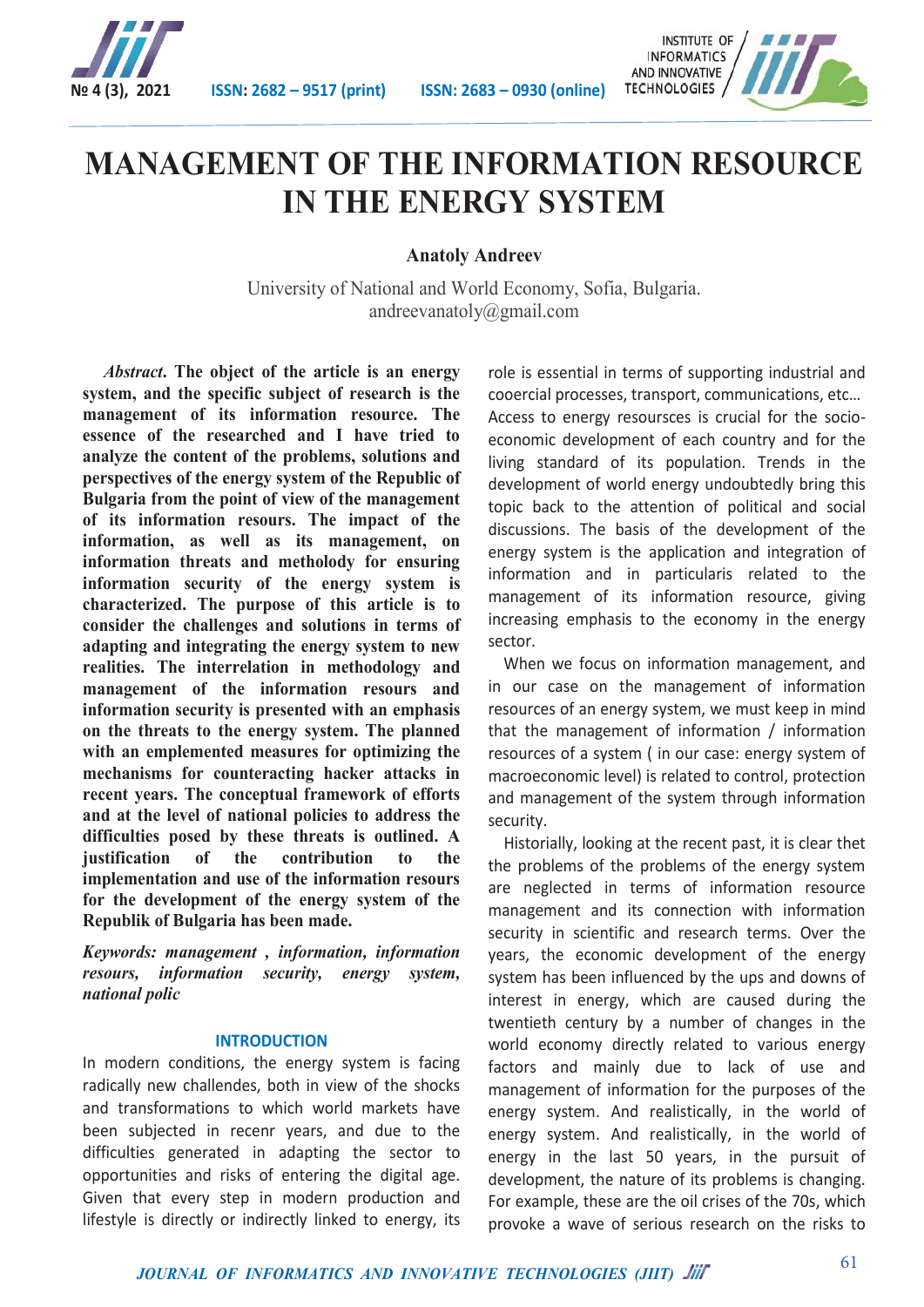# MANAGEMENT OF THE INFORMATION RESOURCE IN THE ENERGY SYSTEM

**Anatoly Andreev**

University of National and World Economy, Sofia, Bulgaria.
andreevanatoly@gmail.com

***Abstract*. The object of the article is an energy system, and the specific subject of research is the management of its information resource. The essence of the researched and I have tried to analyze the content of the problems, solutions and perspectives of the energy system of the Republic of Bulgaria from the point of view of the management of its information resours. The impact of the information, as well as its management, on information threats and methology for ensuring information security of the energy system is characterized. The purpose of this article is to consider the challenges and solutions in terms of adapting and integrating the energy system to new realities. The interrelation in methodology and management of the information resours and information security is presented with an emphasis on the threats to the energy system. The planned with an emplemented measures for optimizing the mechanisms for counteracting hacker attacks in recent years. The conceptual framework of efforts and at the level of national policies to address the difficulties posed by these threats is outlined. A justification of the contribution to the implementation and use of the information resours for the development of the energy system of the Republik of Bulgaria has been made.**

***Keywords: management , information, information resours, information security, energy system, national polic***

## INTRODUCTION

In modern conditions, the energy system is facing radically new challendes, both in view of the shocks and transformations to which world markets have been subjected in recenr years, and due to the difficulties generated in adapting the sector to opportunities and risks of entering the digital age. Given that every step in modern production and lifestyle is directly or indirectly linked to energy, its role is essential in terms of supporting industrial and cooercial processes, transport, communications, etc… Access to energy resoursces is crucial for the socio-economic development of each country and for the living standard of its population. Trends in the development of world energy undoubtedly bring this topic back to the attention of political and social discussions. The basis of the development of the energy system is the application and integration of information and in particularis related to the management of its information resource, giving increasing emphasis to the economy in the energy sector.

When we focus on information management, and in our case on the management of information resources of an energy system, we must keep in mind that the management of information / information resources of a system ( in our case: energy system of macroeconomic level) is related to control, protection and management of the system through information security.

Historically, looking at the recent past, it is clear thet the problems of the problems of the energy system are neglected in terms of information resource management and its connection with information security in scientific and research terms. Over the years, the economic development of the energy system has been influenced by the ups and downs of interest in energy, which are caused during the twentieth century by a number of changes in the world economy directly related to various energy factors and mainly due to lack of use and management of information for the purposes of the energy system. And realistically, in the world of energy system. And realistically, in the world of energy in the last 50 years, in the pursuit of development, the nature of its problems is changing. For example, these are the oil crises of the 70s, which provoke a wave of serious research on the risks to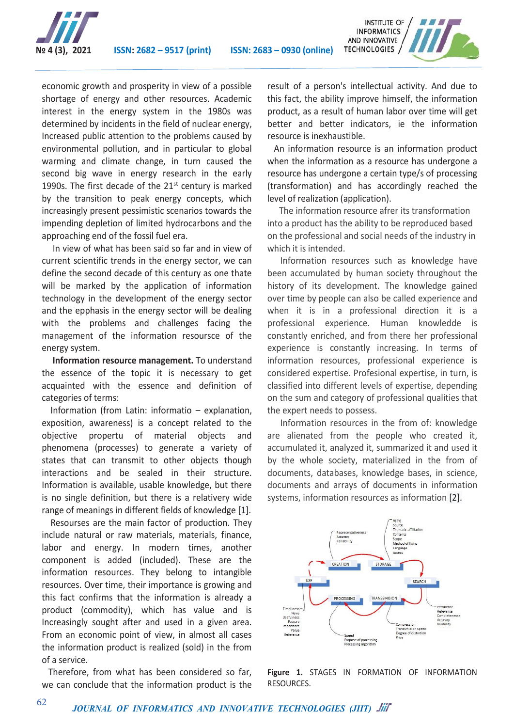economic growth and prosperity in view of a possible shortage of energy and other resources. Academic interest in the energy system in the 1980s was determined by incidents in the field of nuclear energy, Increased public attention to the problems caused by environmental pollution, and in particular to global warming and climate change, in turn caused the second big wave in energy research in the early 1990s. The first decade of the 21st century is marked by the transition to peak energy concepts, which increasingly present pessimistic scenarios towards the impending depletion of limited hydrocarbons and the approaching end of the fossil fuel era.

In view of what has been said so far and in view of current scientific trends in the energy sector, we can define the second decade of this century as one thate will be marked by the application of information technology in the development of the energy sector and the epphasis in the energy sector will be dealing with the problems and challenges facing the management of the information resoursce of the energy system.

**Information resource management.** To understand the essence of the topic it is necessary to get acquainted with the essence and definition of categories of terms:

Information (from Latin: informatio – explanation, exposition, awareness) is a concept related to the objective propertu of material objects and phenomena (processes) to generate a variety of states that can transmit to other objects though interactions and be sealed in their structure. Information is available, usable knowledge, but there is no single definition, but there is a relatevery wide range of meanings in different fields of knowledge [1].

Resourses are the main factor of production. They include natural or raw materials, materials, finance, labor and energy. In modern times, another component is added (included). These are the information resources. They belong to intangible resources. Over time, their importance is growing and this fact confirms that the information is already a product (commodity), which has value and is Increasingly sought after and used in a given area. From an economic point of view, in almost all cases the information product is realized (sold) in the from of a service.

Therefore, from what has been considered so far, we can conclude that the information product is the result of a person's intellectual activity. And due to this fact, the ability improve himself, the information product, as a result of human labor over time will get better and better indicators, ie the information resource is inexhaustible.

An information resource is an information product when the information as a resource has undergone a resource has undergone a certain type/s of processing (transformation) and has accordingly reached the level of realization (application).

The information resource afrer its transformation into a product has the ability to be reproduced based on the professional and social needs of the industry in which it is intended.

Information resources such as knowledge have been accumulated by human society throughout the history of its development. The knowledge gained over time by people can also be called experience and when it is in a professional direction it is a professional experience. Human knowledde is constantly enriched, and from there her professional experience is constantly increasing. In terms of information resources, professional experience is considered expertise. Profesional expertise, in turn, is classified into different levels of expertise, depending on the sum and category of professional qualities that the expert needs to possess.

Information resources in the from of: knowledge are alienated from the people who created it, accumulated it, analyzed it, summarized it and used it by the whole society, materialized in the from of documents, databases, knowledge bases, in science, documents and arrays of documents in information systems, information resources as information [2].

**Figure 1.** STAGES IN FORMATION OF INFORMATION RESOURCES.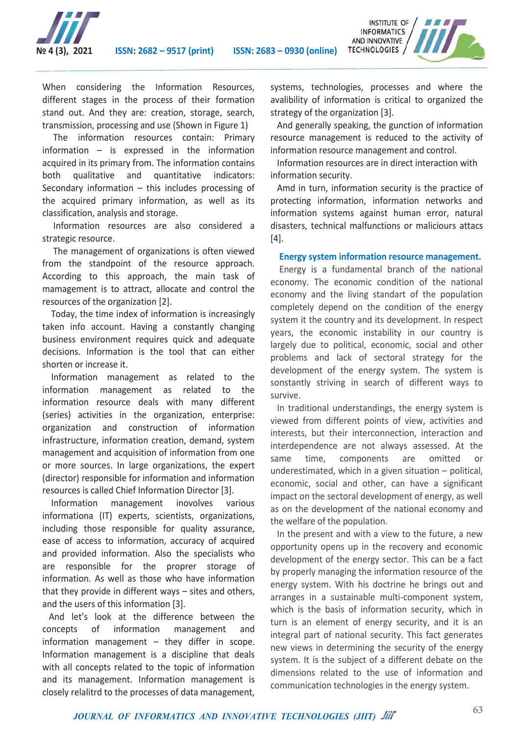When considering the Information Resources, different stages in the process of their formation stand out. And they are: creation, storage, search, transmission, processing and use (Shown in Figure 1)

The information resources contain: Primary information – is expressed in the information acquired in its primary from. The information contains both qualitative and quantitative indicators: Secondary information – this includes processing of the acquired primary information, as well as its classification, analysis and storage.

Information resources are also considered a strategic resource.

The management of organizations is often viewed from the standpoint of the resource approach. According to this approach, the main task of mamagement is to attract, allocate and control the resources of the organization [2].

Today, the time index of information is increasingly taken info account. Having a constantly changing business environment requires quick and adequate decisions. Information is the tool that can either shorten or increase it.

Information management as related to the information management as related to the information resource deals with many different (series) activities in the organization, enterprise: organization and construction of information infrastructure, information creation, demand, system management and acquisition of information from one or more sources. In large organizations, the expert (director) responsible for information and information resources is called Chief Information Director [3].

Information management inovolves various informationa (IT) experts, scientists, organizations, including those responsible for quality assurance, ease of access to information, accuracy of acquired and provided information. Also the specialists who are responsible for the proprer storage of information. As well as those who have information that they provide in different ways – sites and others, and the users of this information [3].

And let's look at the difference between the concepts of information management and information management – they differ in scope. Information management is a discipline that deals with all concepts related to the topic of information and its management. Information management is closely relalitrd to the processes of data management, systems, technologies, processes and where the avalibility of information is critical to organized the strategy of the organization [3].

And generally speaking, the gunction of information resource management is reduced to the activity of information resource management and control.

Information resources are in direct interaction with information security.

Amd in turn, information security is the practice of protecting information, information networks and information systems against human error, natural disasters, technical malfunctions or maliciours attacs [4].

## Energy system information resource management.

Energy is a fundamental branch of the national economy. The economic condition of the national economy and the living standart of the population completely depend on the condition of the energy system it the country and its development. In respect years, the economic instability in our country is largely due to political, economic, social and other problems and lack of sectoral strategy for the development of the energy system. The system is sonstantly striving in search of different ways to survive.

In traditional understandings, the energy system is viewed from different points of view, activities and interests, but their interconnection, interaction and interdependence are not always assessed. At the same time, components are omitted or underestimated, which in a given situation – political, economic, social and other, can have a significant impact on the sectoral development of energy, as well as on the development of the national economy and the welfare of the population.

In the present and with a view to the future, a new opportunity opens up in the recovery and economic development of the energy sector. This can be a fact by properly managing the information resource of the energy system. With his doctrine he brings out and arranges in a sustainable multi-component system, which is the basis of information security, which in turn is an element of energy security, and it is an integral part of national security. This fact generates new views in determining the security of the energy system. It is the subject of a different debate on the dimensions related to the use of information and communication technologies in the energy system.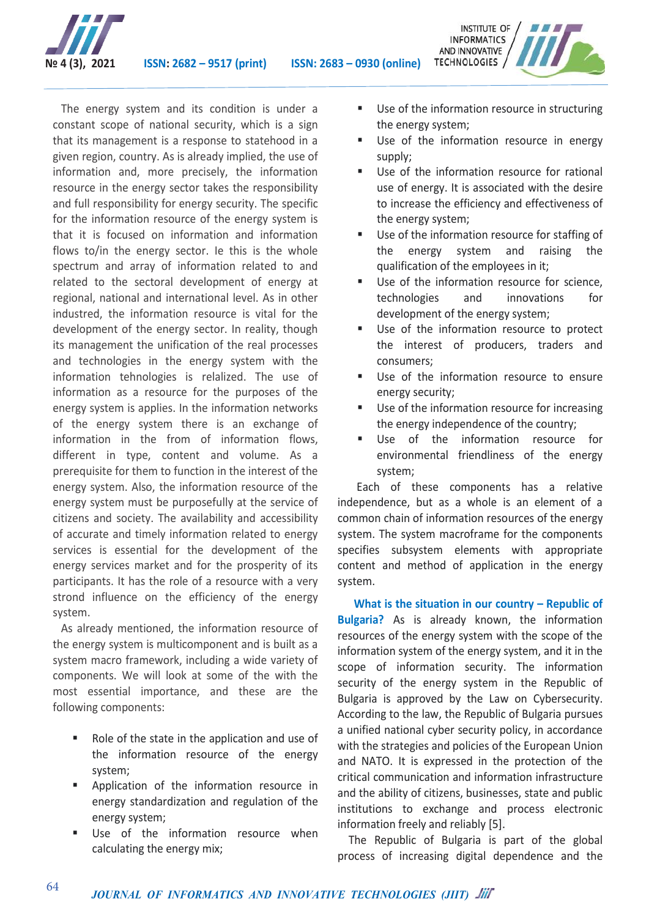The energy system and its condition is under a constant scope of national security, which is a sign that its management is a response to statehood in a given region, country. As is already implied, the use of information and, more precisely, the information resource in the energy sector takes the responsibility and full responsibility for energy security. The specific for the information resource of the energy system is that it is focused on information and information flows to/in the energy sector. Ie this is the whole spectrum and array of information related to and related to the sectoral development of energy at regional, national and international level. As in other industred, the information resource is vital for the development of the energy sector. In reality, though its management the unification of the real processes and technologies in the energy system with the information tehnologies is relalized. The use of information as a resource for the purposes of the energy system is applies. In the information networks of the energy system there is an exchange of information in the from of information flows, different in type, content and volume. As a prerequisite for them to function in the interest of the energy system. Also, the information resource of the energy system must be purposefully at the service of citizens and society. The availability and accessibility of accurate and timely information related to energy services is essential for the development of the energy services market and for the prosperity of its participants. It has the role of a resource with a very strond influence on the efficiency of the energy system.

As already mentioned, the information resource of the energy system is multicomponent and is built as a system macro framework, including a wide variety of components. We will look at some of the with the most essential importance, and these are the following components:

- Role of the state in the application and use of the information resource of the energy system;
- Application of the information resource in energy standardization and regulation of the energy system;
- Use of the information resource when calculating the energy mix;
- Use of the information resource in structuring the energy system;
- Use of the information resource in energy supply;
- Use of the information resource for rational use of energy. It is associated with the desire to increase the efficiency and effectiveness of the energy system;
- Use of the information resource for staffing of the energy system and raising the qualification of the employees in it;
- Use of the information resource for science, technologies and innovations for development of the energy system;
- Use of the information resource to protect the interest of producers, traders and consumers;
- Use of the information resource to ensure energy security;
- Use of the information resource for increasing the energy independence of the country;
- Use of the information resource for environmental friendliness of the energy system;

Each of these components has a relative independence, but as a whole is an element of a common chain of information resources of the energy system. The system macroframe for the components specifies subsystem elements with appropriate content and method of application in the energy system.

**What is the situation in our country – Republic of Bulgaria?** As is already known, the information resources of the energy system with the scope of the information system of the energy system, and it in the scope of information security. The information security of the energy system in the Republic of Bulgaria is approved by the Law on Cybersecurity. According to the law, the Republic of Bulgaria pursues a unified national cyber security policy, in accordance with the strategies and policies of the European Union and NATO. It is expressed in the protection of the critical communication and information infrastructure and the ability of citizens, businesses, state and public institutions to exchange and process electronic information freely and reliably [5].

The Republic of Bulgaria is part of the global process of increasing digital dependence and the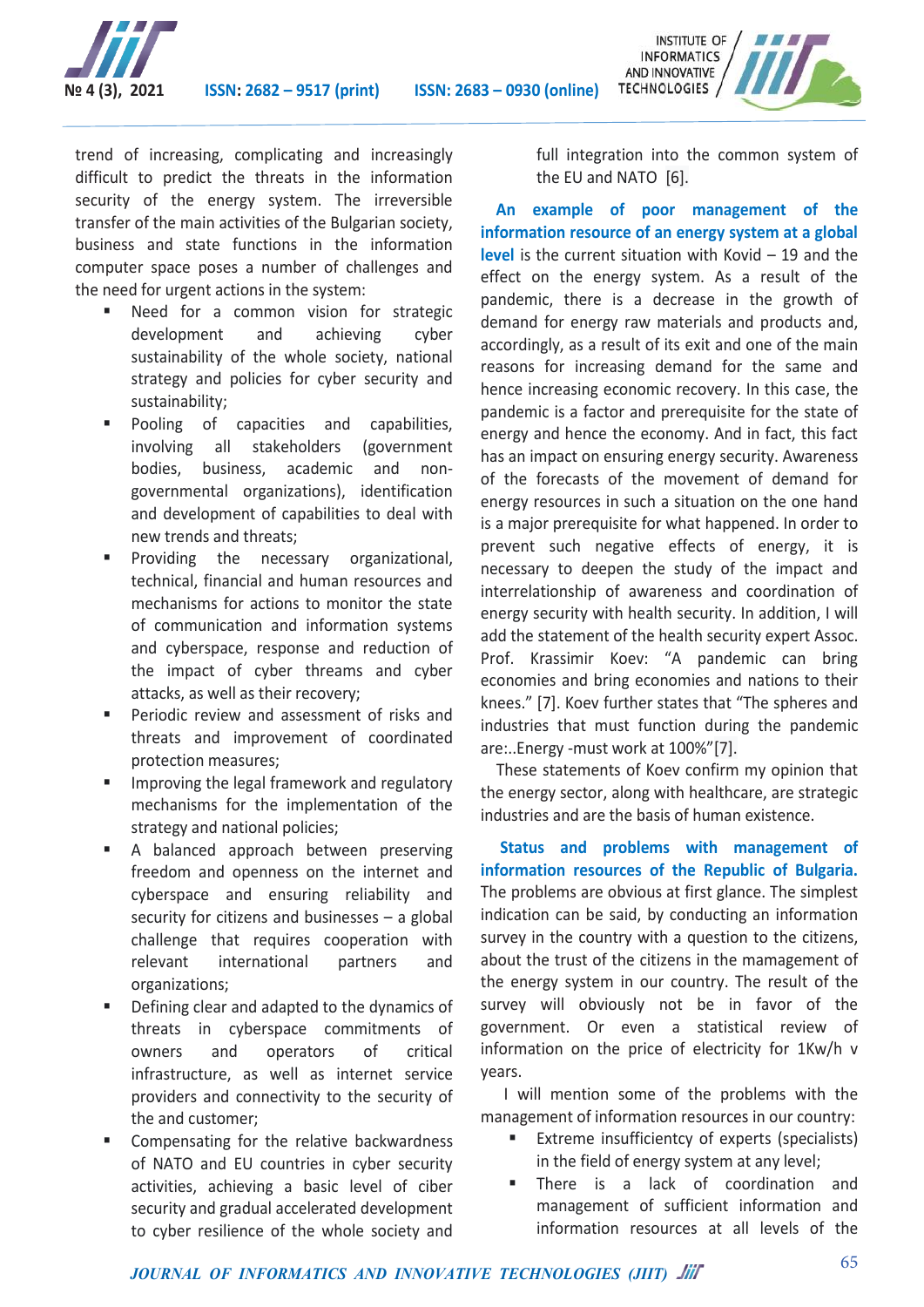trend of increasing, complicating and increasingly difficult to predict the threats in the information security of the energy system. The irreversible transfer of the main activities of the Bulgarian society, business and state functions in the information computer space poses a number of challenges and the need for urgent actions in the system:

- Need for a common vision for strategic development and achieving cyber sustainability of the whole society, national strategy and policies for cyber security and sustainability;
- Pooling of capacities and capabilities, involving all stakeholders (government bodies, business, academic and non-governmental organizations), identification and development of capabilities to deal with new trends and threats;
- Providing the necessary organizational, technical, financial and human resources and mechanisms for actions to monitor the state of communication and information systems and cyberspace, response and reduction of the impact of cyber threams and cyber attacks, as well as their recovery;
- Periodic review and assessment of risks and threats and improvement of coordinated protection measures;
- Improving the legal framework and regulatory mechanisms for the implementation of the strategy and national policies;
- A balanced approach between preserving freedom and openness on the internet and cyberspace and ensuring reliability and security for citizens and businesses – a global challenge that requires cooperation with relevant international partners and organizations;
- Defining clear and adapted to the dynamics of threats in cyberspace commitments of owners and operators of critical infrastructure, as well as internet service providers and connectivity to the security of the and customer;
- Compensating for the relative backwardness of NATO and EU countries in cyber security activities, achieving a basic level of ciber security and gradual accelerated development to cyber resilience of the whole society and full integration into the common system of the EU and NATO [6].

**An example of poor management of the information resource of an energy system at a global level** is the current situation with Kovid – 19 and the effect on the energy system. As a result of the pandemic, there is a decrease in the growth of demand for energy raw materials and products and, accordingly, as a result of its exit and one of the main reasons for increasing demand for the same and hence increasing economic recovery. In this case, the pandemic is a factor and prerequisite for the state of energy and hence the economy. And in fact, this fact has an impact on ensuring energy security. Awareness of the forecasts of the movement of demand for energy resources in such a situation on the one hand is a major prerequisite for what happened. In order to prevent such negative effects of energy, it is necessary to deepen the study of the impact and interrelationship of awareness and coordination of energy security with health security. In addition, I will add the statement of the health security expert Assoc. Prof. Krassimir Koev: "A pandemic can bring economies and bring economies and nations to their knees." [7]. Koev further states that "The spheres and industries that must function during the pandemic are:..Energy -must work at 100%"[7].

These statements of Koev confirm my opinion that the energy sector, along with healthcare, are strategic industries and are the basis of human existence.

**Status and problems with management of information resources of the Republic of Bulgaria.** The problems are obvious at first glance. The simplest indication can be said, by conducting an information survey in the country with a question to the citizens, about the trust of the citizens in the mamagement of the energy system in our country. The result of the survey will obviously not be in favor of the government. Or even a statistical review of information on the price of electricity for 1Kw/h v years.

I will mention some of the problems with the management of information resources in our country:

- Extreme insufficientcy of experts (specialists) in the field of energy system at any level;
- There is a lack of coordination and management of sufficient information and information resources at all levels of the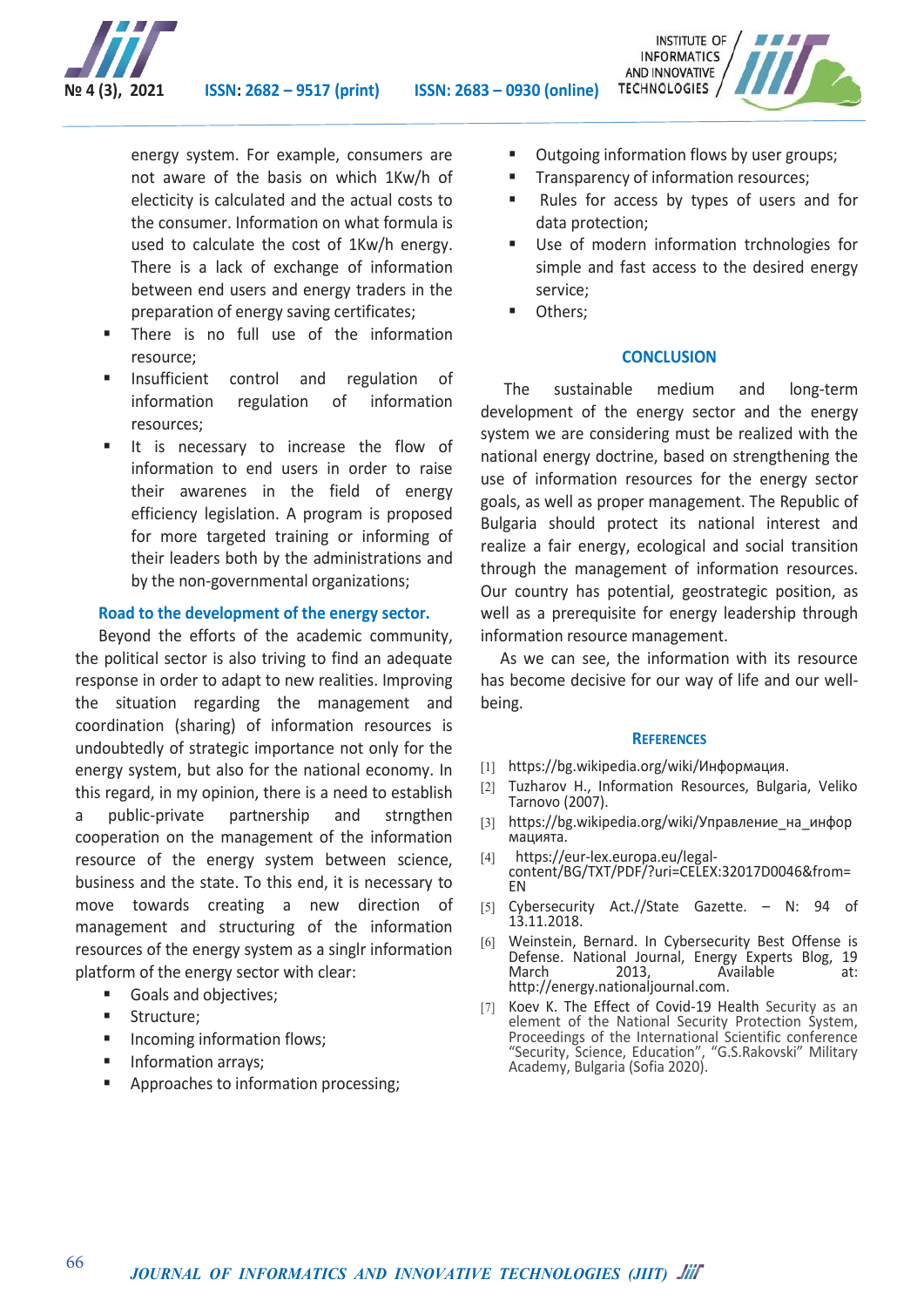energy system. For example, consumers are not aware of the basis on which 1Kw/h of electicity is calculated and the actual costs to the consumer. Information on what formula is used to calculate the cost of 1Kw/h energy. There is a lack of exchange of information between end users and energy traders in the preparation of energy saving certificates;

- There is no full use of the information resource;
- Insufficient control and regulation of information regulation of information resources;
- It is necessary to increase the flow of information to end users in order to raise their awarenes in the field of energy efficiency legislation. A program is proposed for more targeted training or informing of their leaders both by the administrations and by the non-governmental organizations;

### Road to the development of the energy sector.

Beyond the efforts of the academic community, the political sector is also triving to find an adequate response in order to adapt to new realities. Improving the situation regarding the management and coordination (sharing) of information resources is undoubtedly of strategic importance not only for the energy system, but also for the national economy. In this regard, in my opinion, there is a need to establish a public-private partnership and strngthen cooperation on the management of the information resource of the energy system between science, business and the state. To this end, it is necessary to move towards creating a new direction of management and structuring of the information resources of the energy system as a singlr information platform of the energy sector with clear:

- Goals and objectives;
- Structure;
- Incoming information flows;
- Information arrays;
- Approaches to information processing;
- Outgoing information flows by user groups;
- Transparency of information resources;
- Rules for access by types of users and for data protection;
- Use of modern information trchnologies for simple and fast access to the desired energy service;
- Others;

## CONCLUSION

The sustainable medium and long-term development of the energy sector and the energy system we are considering must be realized with the national energy doctrine, based on strengthening the use of information resources for the energy sector goals, as well as proper management. The Republic of Bulgaria should protect its national interest and realize a fair energy, ecological and social transition through the management of information resources. Our country has potential, geostrategic position, as well as a prerequisite for energy leadership through information resource management.

As we can see, the information with its resource has become decisive for our way of life and our well-being.

## REFERENCES

[1] https://bg.wikipedia.org/wiki/Информация.

[2] Tuzharov H., Information Resources, Bulgaria, Veliko Tarnovo (2007).

[3] https://bg.wikipedia.org/wiki/Управление_на_информацията.

[4] https://eur-lex.europa.eu/legal-content/BG/TXT/PDF/?uri=CELEX:32017D0046&from=EN

[5] Cybersecurity Act.//State Gazette. – N: 94 of 13.11.2018.

[6] Weinstein, Bernard. In Cybersecurity Best Offense is Defense. National Journal, Energy Experts Blog, 19 March 2013, Available at: http://energy.nationaljournal.com.

[7] Koev K. The Effect of Covid-19 Health Security as an element of the National Security Protection System, Proceedings of the International Scientific conference "Security, Science, Education", "G.S.Rakovski" Military Academy, Bulgaria (Sofia 2020).